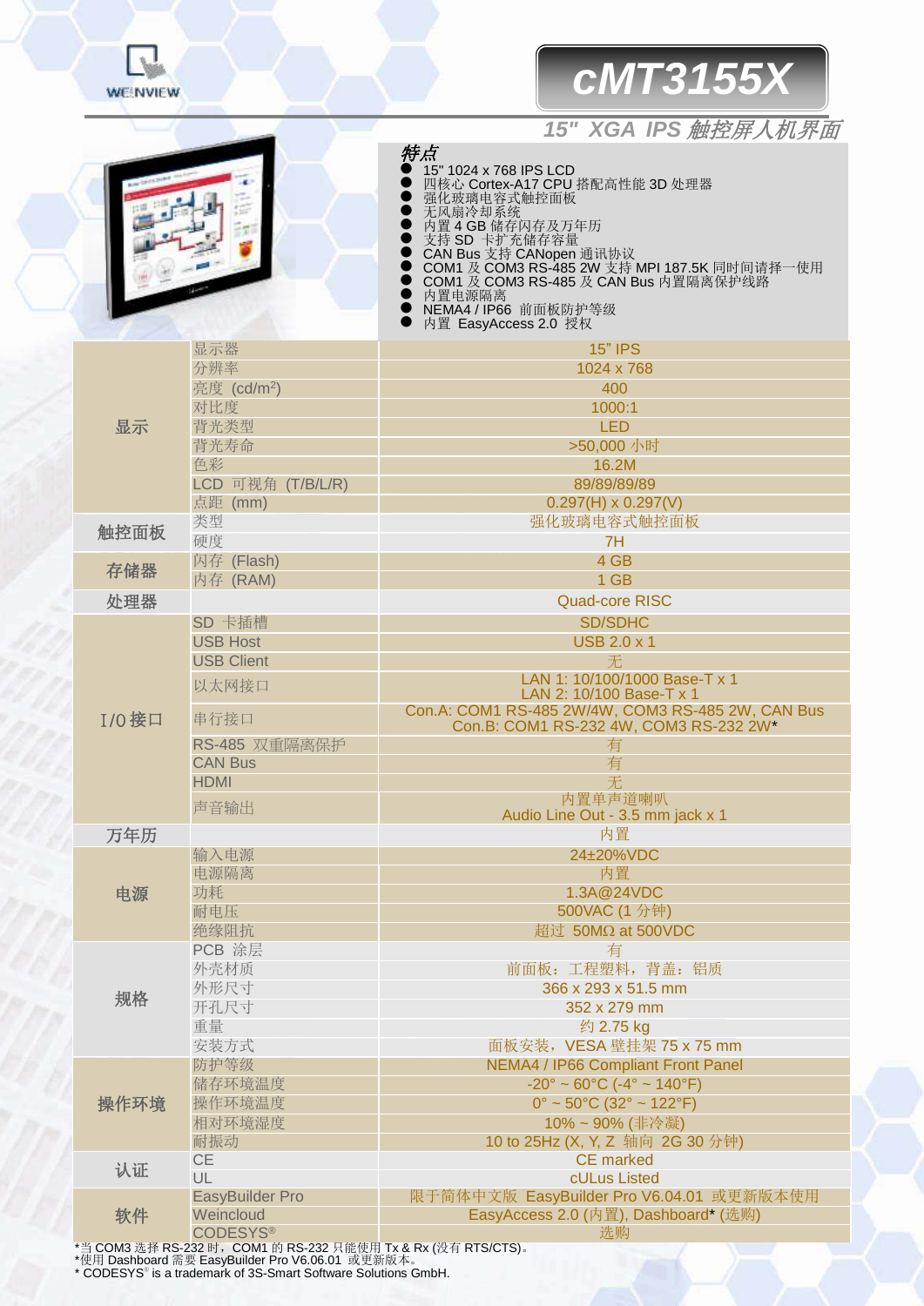# cMT3155X

## 15" XGA IPS 触控屏人机界面

### 特点

- 15" 1024 x 768 IPS LCD
- 四核心 Cortex-A17 CPU 搭配高性能 3D 处理器
- 强化玻璃电容式触控面板
- 无风扇冷却系统
- 内置 4 GB 储存闪存及万年历
- 支持 SD 卡扩充储存容量
- CAN Bus 支持 CANopen 通讯协议
- COM1 及 COM3 RS-485 2W 支持 MPI 187.5K 同时间请择一使用
- COM1 及 COM3 RS-485 及 CAN Bus 内置隔离保护线路
- 内置电源隔离
- NEMA4 / IP66 前面板防护等级
- 内置 EasyAccess 2.0 授权

| | | |
|---|---|---|
| 显示 | 显示器 | 15" IPS |
| | 分辨率 | 1024 x 768 |
| | 亮度 (cd/m²) | 400 |
| | 对比度 | 1000:1 |
| | 背光类型 | LED |
| | 背光寿命 | >50,000 小时 |
| | 色彩 | 16.2M |
| | LCD 可视角 (T/B/L/R) | 89/89/89/89 |
| | 点距 (mm) | 0.297(H) x 0.297(V) |
| 触控面板 | 类型 | 强化玻璃电容式触控面板 |
| | 硬度 | 7H |
| 存储器 | 闪存 (Flash) | 4 GB |
| | 内存 (RAM) | 1 GB |
| 处理器 | | Quad-core RISC |
| I/O 接口 | SD 卡插槽 | SD/SDHC |
| | USB Host | USB 2.0 x 1 |
| | USB Client | 无 |
| | 以太网接口 | LAN 1: 10/100/1000 Base-T x 1<br>LAN 2: 10/100 Base-T x 1 |
| | 串行接口 | Con.A: COM1 RS-485 2W/4W, COM3 RS-485 2W, CAN Bus<br>Con.B: COM1 RS-232 4W, COM3 RS-232 2W* |
| | RS-485 双重隔离保护 | 有 |
| | CAN Bus | 有 |
| | HDMI | 无 |
| | 声音输出 | 内置单声道喇叭<br>Audio Line Out - 3.5 mm jack x 1 |
| 万年历 | | 内置 |
| 电源 | 输入电源 | 24±20%VDC |
| | 电源隔离 | 内置 |
| | 功耗 | 1.3A@24VDC |
| | 耐电压 | 500VAC (1 分钟) |
| | 绝缘阻抗 | 超过 50MΩ at 500VDC |
| 规格 | PCB 涂层 | 有 |
| | 外壳材质 | 前面板：工程塑料，背盖：铝质 |
| | 外形尺寸 | 366 x 293 x 51.5 mm |
| | 开孔尺寸 | 352 x 279 mm |
| | 重量 | 约 2.75 kg |
| | 安装方式 | 面板安装，VESA 壁挂架 75 x 75 mm |
| 操作环境 | 防护等级 | NEMA4 / IP66 Compliant Front Panel |
| | 储存环境温度 | -20° ~ 60°C (-4° ~ 140°F) |
| | 操作环境温度 | 0° ~ 50°C (32° ~ 122°F) |
| | 相对环境湿度 | 10% ~ 90% (非冷凝) |
| | 耐振动 | 10 to 25Hz (X, Y, Z 轴向 2G 30 分钟) |
| 认证 | CE | CE marked |
| | UL | cULus Listed |
| 软件 | EasyBuilder Pro | 限于简体中文版 EasyBuilder Pro V6.04.01 或更新版本使用 |
| | Weincloud | EasyAccess 2.0 (内置), Dashboard* (选购) |
| | CODESYS® | 选购 |

*当 COM3 选择 RS-232 时，COM1 的 RS-232 只能使用 Tx & Rx (没有 RTS/CTS)。
*使用 Dashboard 需要 EasyBuilder Pro V6.06.01 或更新版本。
* CODESYS® is a trademark of 3S-Smart Software Solutions GmbH.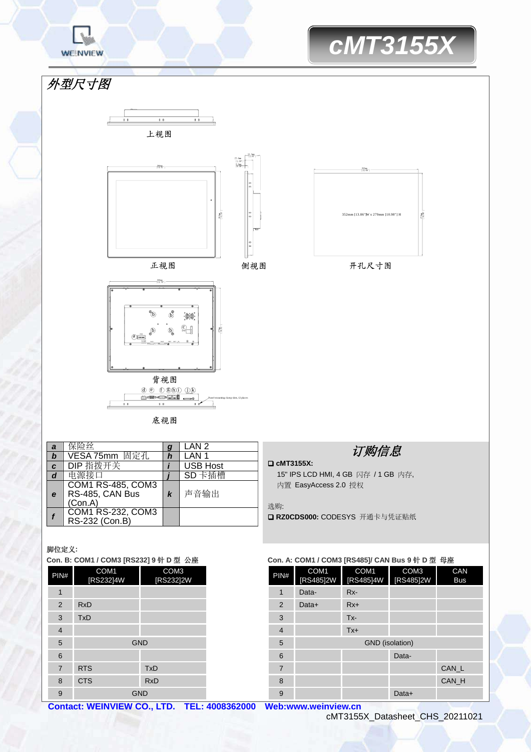## 外型尺寸图

上视图

352mm [13.86"]W x 279mm [10.98"] H

正视图

侧视图

开孔尺寸图

背视图

ⓓ ⓔ ⓕⓖⓗⓘ ⓙⓚ

Panel-mounting clamp slots, 12 places

底视图

| | | | |
|---|---|---|---|
| **a** | 保险丝 | **g** | LAN 2 |
| **b** | VESA 75mm 固定孔 | **h** | LAN 1 |
| **c** | DIP 指拨开关 | **i** | USB Host |
| **d** | 电源接口 | **j** | SD 卡插槽 |
| **e** | COM1 RS-485, COM3 RS-485, CAN Bus (Con.A) | **k** | 声音输出 |
| **f** | COM1 RS-232, COM3 RS-232 (Con.B) | | |

## 订购信息

- **cMT3155X:**
  15" IPS LCD HMI, 4 GB 闪存 / 1 GB 内存,
  内置 EasyAccess 2.0 授权

选购:

- **RZ0CDS000:** CODESYS 开通卡与凭证贴纸

**脚位定义:**

**Con. B: COM1 / COM3 [RS232] 9 针 D 型 公座**

| PIN# | COM1 [RS232]4W | COM3 [RS232]2W |
|---|---|---|
| 1 | | |
| 2 | RxD | |
| 3 | TxD | |
| 4 | | |
| 5 | GND | |
| 6 | | |
| 7 | RTS | TxD |
| 8 | CTS | RxD |
| 9 | GND | |

**Con. A: COM1 / COM3 [RS485]/ CAN Bus 9 针 D 型 母座**

| PIN# | COM1 [RS485]2W | COM1 [RS485]4W | COM3 [RS485]2W | CAN Bus |
|---|---|---|---|---|
| 1 | Data- | Rx- | | |
| 2 | Data+ | Rx+ | | |
| 3 | | Tx- | | |
| 4 | | Tx+ | | |
| 5 | GND (isolation) | | | |
| 6 | | | Data- | |
| 7 | | | | CAN_L |
| 8 | | | | CAN_H |
| 9 | | | Data+ | |

**Contact: WEINVIEW CO., LTD. TEL: 4008362000 Web:www.weinview.cn**

cMT3155X_Datasheet_CHS_20211021